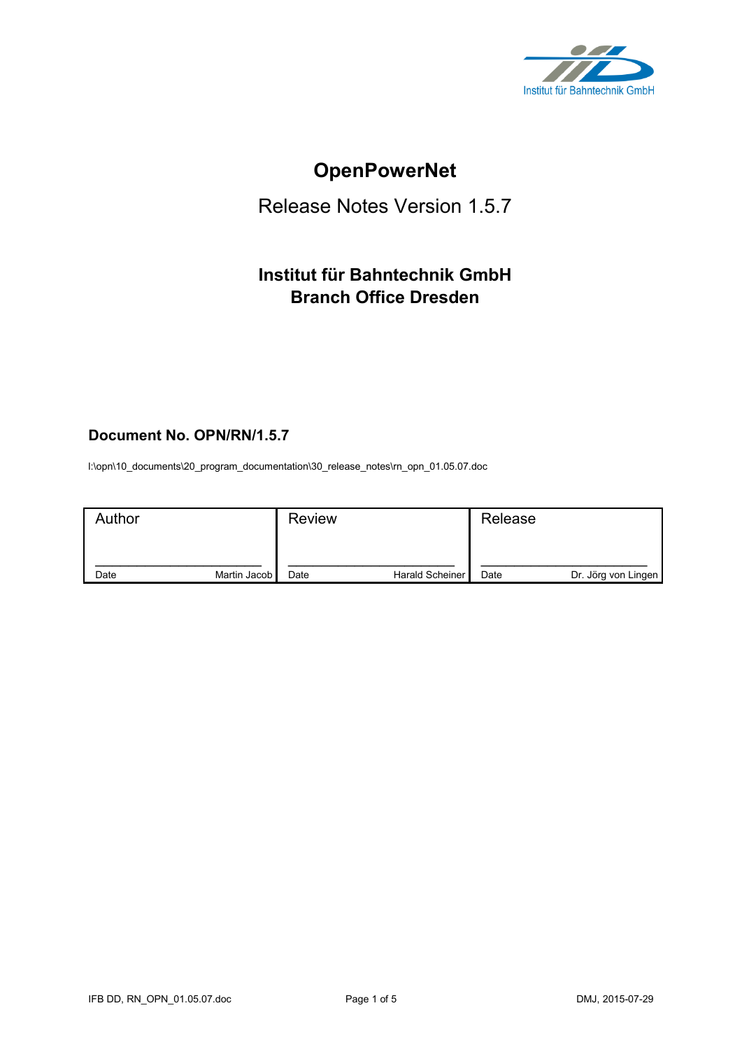Institut für Bahntechnik GmbH

# OpenPowerNet

## Release Notes Version 1.5.7

### Institut für Bahntechnik GmbH
### Branch Office Dresden

**Document No. OPN/RN/1.5.7**

I:\opn\10_documents\20_program_documentation\30_release_notes\rn_opn_01.05.07.doc

| Author | | Review | | Release | |
|---|---|---|---|---|---|
| Date | Martin Jacob | Date | Harald Scheiner | Date | Dr. Jörg von Lingen |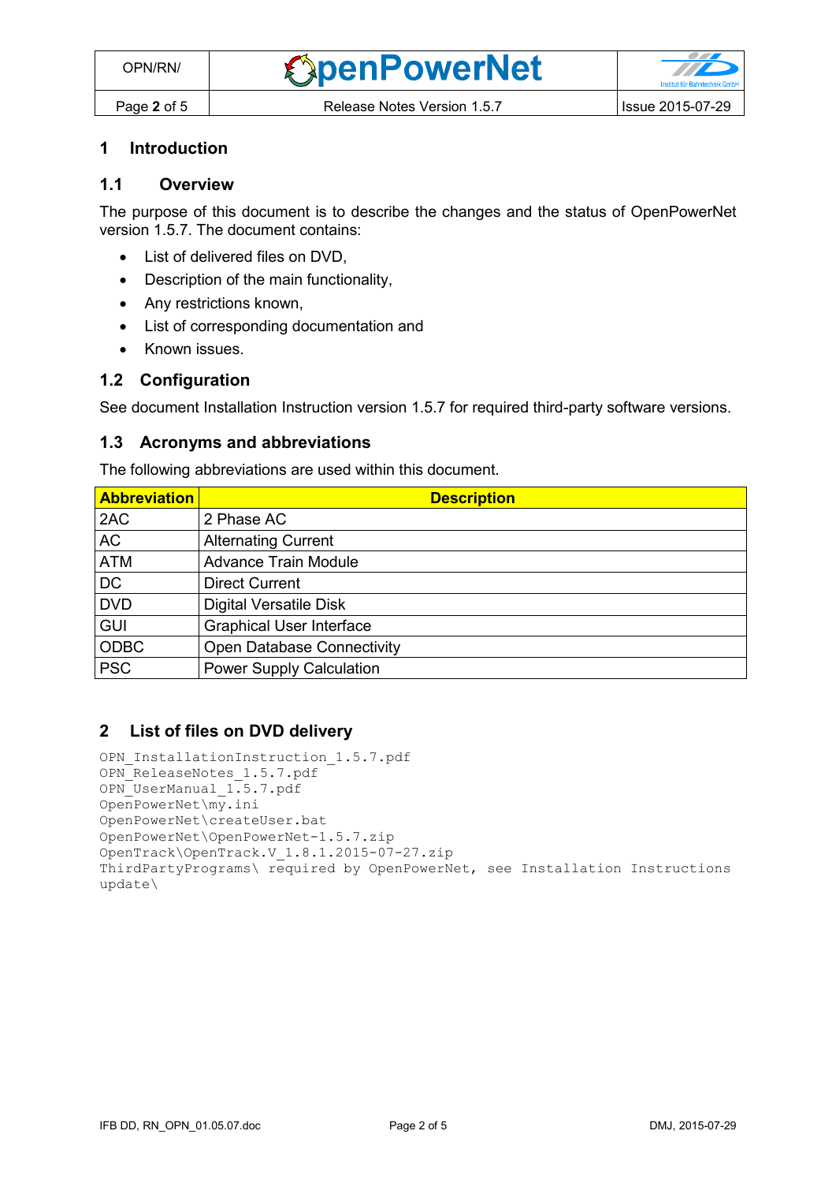# 1 Introduction

## 1.1 Overview

The purpose of this document is to describe the changes and the status of OpenPowerNet version 1.5.7. The document contains:

- List of delivered files on DVD,
- Description of the main functionality,
- Any restrictions known,
- List of corresponding documentation and
- Known issues.

## 1.2 Configuration

See document Installation Instruction version 1.5.7 for required third-party software versions.

## 1.3 Acronyms and abbreviations

The following abbreviations are used within this document.

| Abbreviation | Description |
|---|---|
| 2AC | 2 Phase AC |
| AC | Alternating Current |
| ATM | Advance Train Module |
| DC | Direct Current |
| DVD | Digital Versatile Disk |
| GUI | Graphical User Interface |
| ODBC | Open Database Connectivity |
| PSC | Power Supply Calculation |

# 2 List of files on DVD delivery

```
OPN_InstallationInstruction_1.5.7.pdf
OPN_ReleaseNotes_1.5.7.pdf
OPN_UserManual_1.5.7.pdf
OpenPowerNet\my.ini
OpenPowerNet\createUser.bat
OpenPowerNet\OpenPowerNet-1.5.7.zip
OpenTrack\OpenTrack.V_1.8.1.2015-07-27.zip
ThirdPartyPrograms\ required by OpenPowerNet, see Installation Instructions
update\
```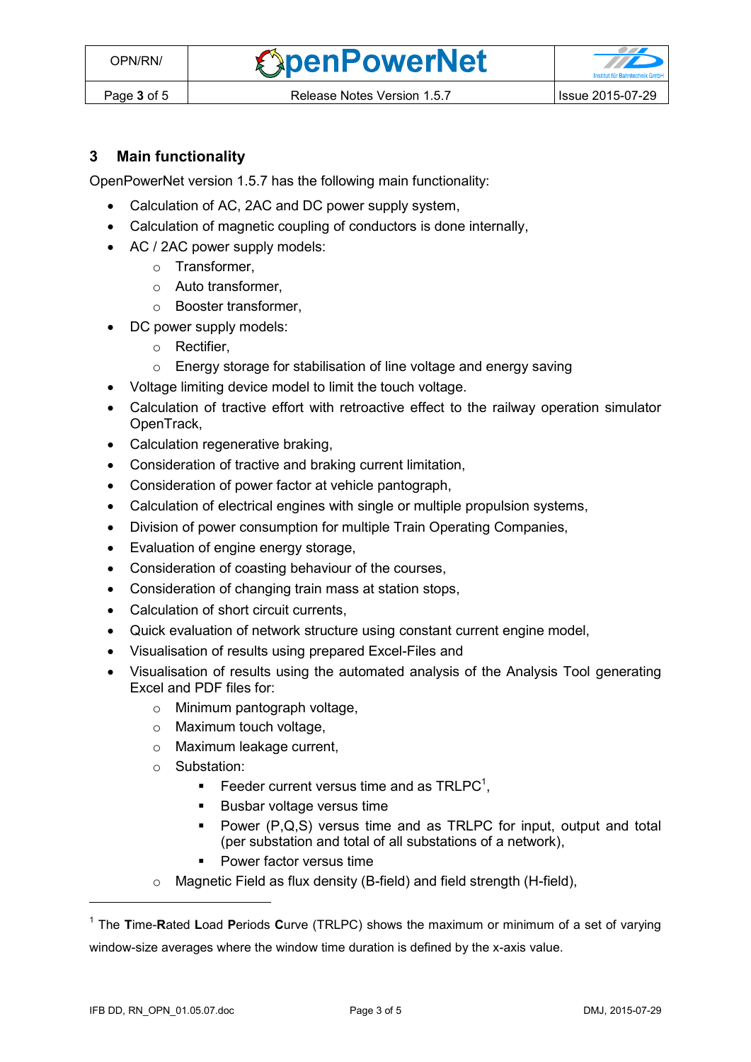## 3 Main functionality

OpenPowerNet version 1.5.7 has the following main functionality:

- Calculation of AC, 2AC and DC power supply system,
- Calculation of magnetic coupling of conductors is done internally,
- AC / 2AC power supply models:
    - Transformer,
    - Auto transformer,
    - Booster transformer,
- DC power supply models:
    - Rectifier,
    - Energy storage for stabilisation of line voltage and energy saving
- Voltage limiting device model to limit the touch voltage.
- Calculation of tractive effort with retroactive effect to the railway operation simulator OpenTrack,
- Calculation regenerative braking,
- Consideration of tractive and braking current limitation,
- Consideration of power factor at vehicle pantograph,
- Calculation of electrical engines with single or multiple propulsion systems,
- Division of power consumption for multiple Train Operating Companies,
- Evaluation of engine energy storage,
- Consideration of coasting behaviour of the courses,
- Consideration of changing train mass at station stops,
- Calculation of short circuit currents,
- Quick evaluation of network structure using constant current engine model,
- Visualisation of results using prepared Excel-Files and
- Visualisation of results using the automated analysis of the Analysis Tool generating Excel and PDF files for:
    - Minimum pantograph voltage,
    - Maximum touch voltage,
    - Maximum leakage current,
    - Substation:
        - Feeder current versus time and as TRLPC[1],
        - Busbar voltage versus time
        - Power (P,Q,S) versus time and as TRLPC for input, output and total (per substation and total of all substations of a network),
        - Power factor versus time
    - Magnetic Field as flux density (B-field) and field strength (H-field),

---

[1] The **T**ime-**R**ated **L**oad **P**eriods **C**urve (TRLPC) shows the maximum or minimum of a set of varying window-size averages where the window time duration is defined by the x-axis value.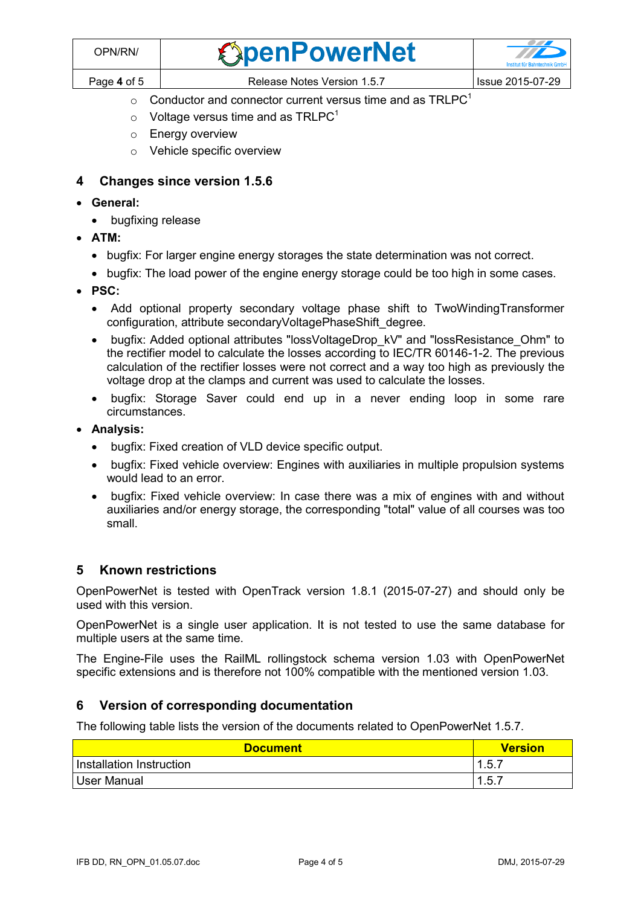- Conductor and connector current versus time and as TRLPC[1]
- Voltage versus time and as TRLPC[1]
- Energy overview
- Vehicle specific overview

## 4 Changes since version 1.5.6

- **General:**
  - bugfixing release
- **ATM:**
  - bugfix: For larger engine energy storages the state determination was not correct.
  - bugfix: The load power of the engine energy storage could be too high in some cases.
- **PSC:**
  - Add optional property secondary voltage phase shift to TwoWindingTransformer configuration, attribute secondaryVoltagePhaseShift_degree.
  - bugfix: Added optional attributes "lossVoltageDrop_kV" and "lossResistance_Ohm" to the rectifier model to calculate the losses according to IEC/TR 60146-1-2. The previous calculation of the rectifier losses were not correct and a way too high as previously the voltage drop at the clamps and current was used to calculate the losses.
  - bugfix: Storage Saver could end up in a never ending loop in some rare circumstances.
- **Analysis:**
  - bugfix: Fixed creation of VLD device specific output.
  - bugfix: Fixed vehicle overview: Engines with auxiliaries in multiple propulsion systems would lead to an error.
  - bugfix: Fixed vehicle overview: In case there was a mix of engines with and without auxiliaries and/or energy storage, the corresponding "total" value of all courses was too small.

## 5 Known restrictions

OpenPowerNet is tested with OpenTrack version 1.8.1 (2015-07-27) and should only be used with this version.

OpenPowerNet is a single user application. It is not tested to use the same database for multiple users at the same time.

The Engine-File uses the RailML rollingstock schema version 1.03 with OpenPowerNet specific extensions and is therefore not 100% compatible with the mentioned version 1.03.

## 6 Version of corresponding documentation

The following table lists the version of the documents related to OpenPowerNet 1.5.7.

| Document | Version |
|---|---|
| Installation Instruction | 1.5.7 |
| User Manual | 1.5.7 |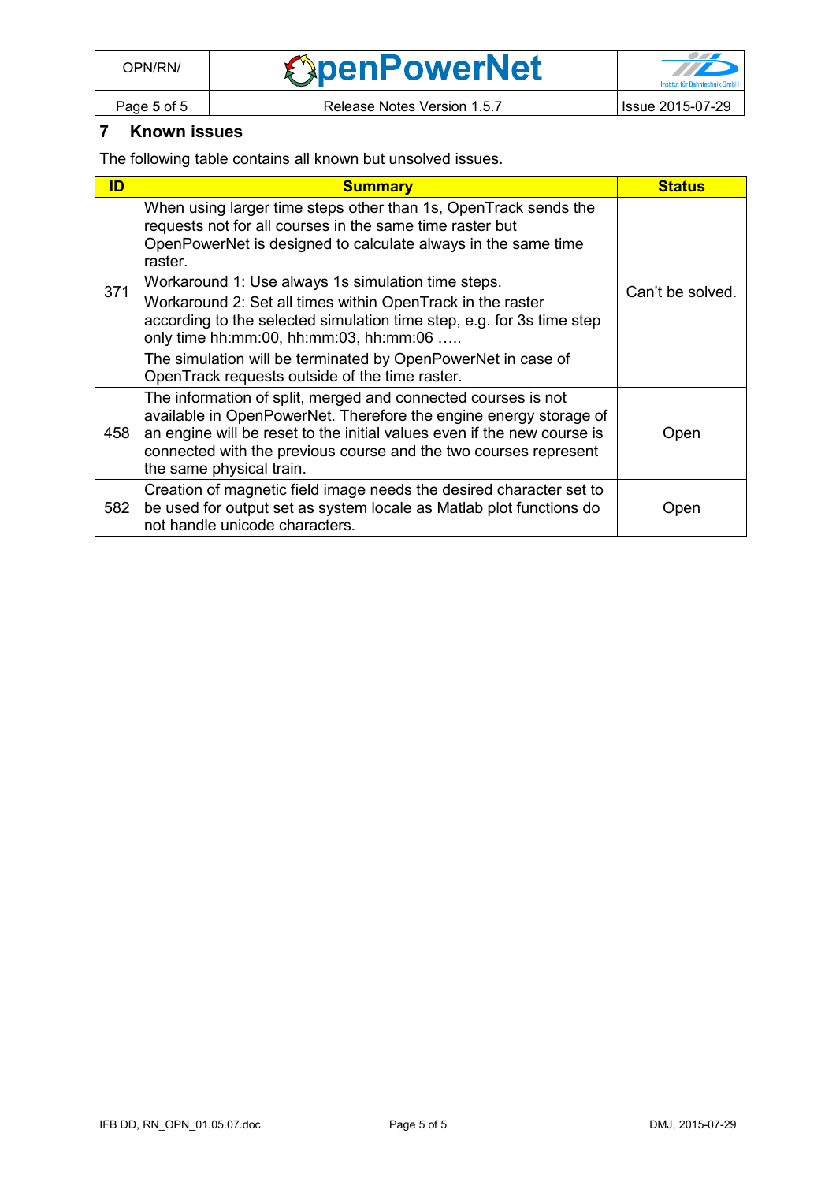## 7 Known issues

The following table contains all known but unsolved issues.

| ID | Summary | Status |
|---|---|---|
| 371 | When using larger time steps other than 1s, OpenTrack sends the requests not for all courses in the same time raster but OpenPowerNet is designed to calculate always in the same time raster.<br>Workaround 1: Use always 1s simulation time steps.<br>Workaround 2: Set all times within OpenTrack in the raster according to the selected simulation time step, e.g. for 3s time step only time hh:mm:00, hh:mm:03, hh:mm:06 …..<br>The simulation will be terminated by OpenPowerNet in case of OpenTrack requests outside of the time raster. | Can't be solved. |
| 458 | The information of split, merged and connected courses is not available in OpenPowerNet. Therefore the engine energy storage of an engine will be reset to the initial values even if the new course is connected with the previous course and the two courses represent the same physical train. | Open |
| 582 | Creation of magnetic field image needs the desired character set to be used for output set as system locale as Matlab plot functions do not handle unicode characters. | Open |